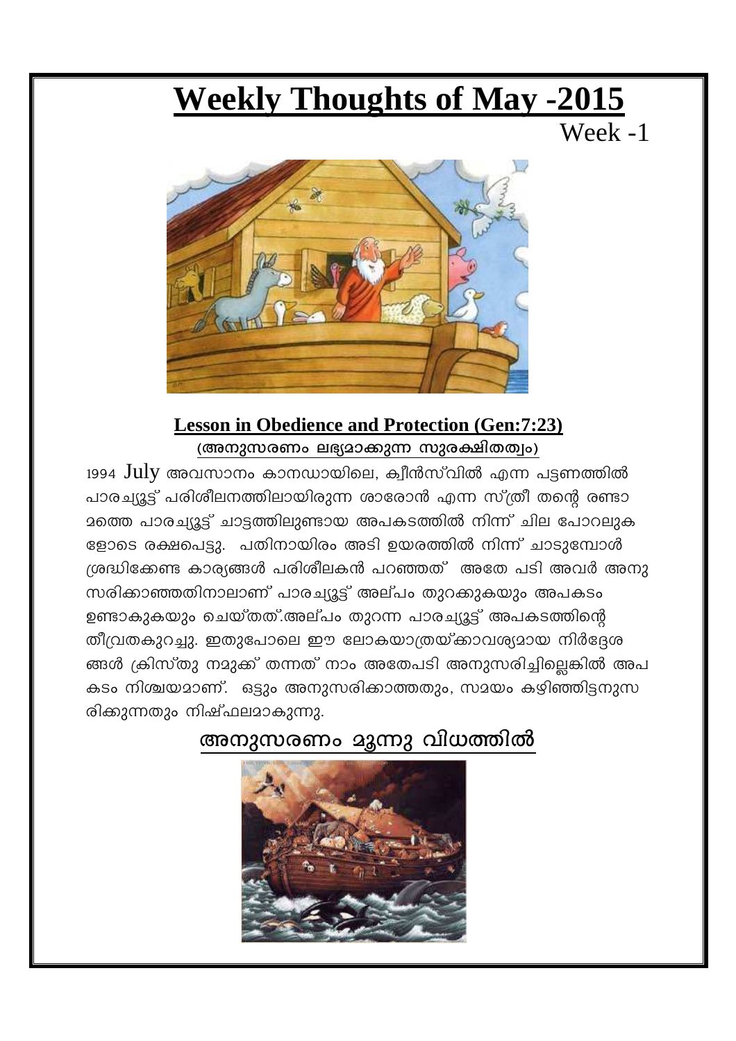# Weekly Thoughts of May -2015

Week -1

## Lesson in Obedience and Protection (Gen:7:23)

**(അനുസരണം ലഭ്യമാക്കുന്ന സുരക്ഷിതത്വം)**

1994 July അവസാനം കാനഡായിലെ, ക്വീൻസ്‌വിൽ എന്ന പട്ടണത്തിൽ പാരച്യൂട്ട് പരിശീലനത്തിലായിരുന്ന ശാരോൻ എന്ന സ്ത്രീ തന്റെ രണ്ടാമത്തെ പാരച്യൂട്ട് ചാട്ടത്തിലുണ്ടായ അപകടത്തിൽ നിന്ന് ചില പോറലുകളോടെ രക്ഷപെട്ടു. പതിനായിരം അടി ഉയരത്തിൽ നിന്ന് ചാടുമ്പോൾ ശ്രദ്ധിക്കേണ്ട കാര്യങ്ങൾ പരിശീലകൻ പറഞ്ഞത് അതേ പടി അവർ അനുസരിക്കാഞ്ഞതിനാലാണ് പാരച്യൂട്ട് അല്പം തുറക്കുകയും അപകടം ഉണ്ടാകുകയും ചെയ്തത്.അല്പം തുറന്ന പാരച്യൂട്ട് അപകടത്തിന്റെ തീവ്രതകുറച്ചു. ഇതുപോലെ ഈ ലോകയാത്രയ്ക്കാവശ്യമായ നിർദ്ദേശങ്ങൾ ക്രിസ്തു നമുക്ക് തന്നത് നാം അതേപടി അനുസരിച്ചില്ലെങ്കിൽ അപകടം നിശ്ചയമാണ്. ഒട്ടും അനുസരിക്കാത്തതും, സമയം കഴിഞ്ഞിട്ടനുസരിക്കുന്നതും നിഷ്ഫലമാകുന്നു.

## അനുസരണം മൂന്നു വിധത്തിൽ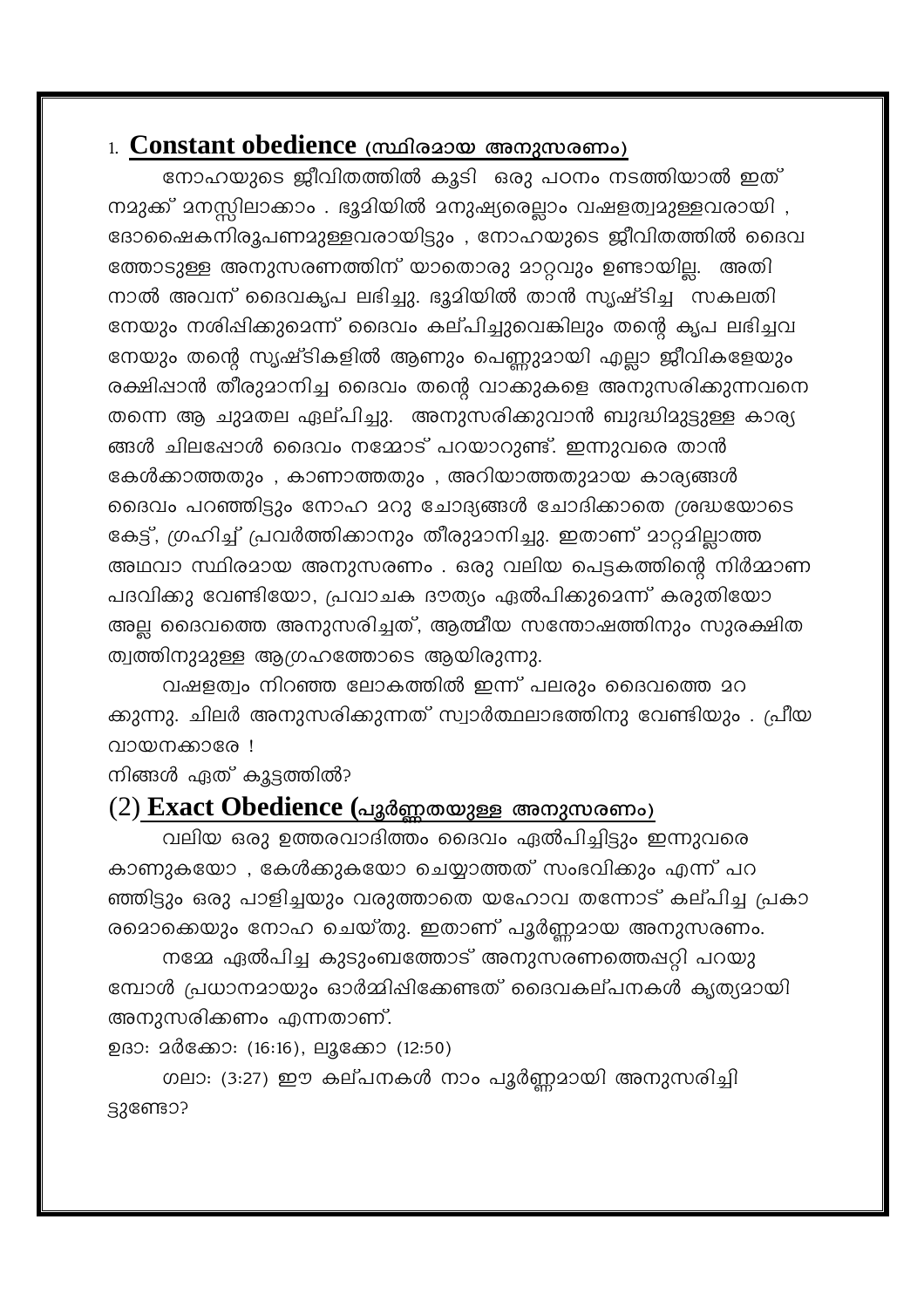## 1. **Constant obedience** (സ്ഥിരമായ അനുസരണം)

നോഹയുടെ ജീവിതത്തിൽ കൂടി ഒരു പഠനം നടത്തിയാൽ ഇത് നമുക്ക് മനസ്സിലാക്കാം . ഭൂമിയിൽ മനുഷ്യരെല്ലാം വഷളത്വമുള്ളവരായി , ദോഷൈകനിരൂപണമുള്ളവരായിട്ടും , നോഹയുടെ ജീവിതത്തിൽ ദൈവത്തോടുള്ള അനുസരണത്തിന് യാതൊരു മാറ്റവും ഉണ്ടായില്ല. അതിനാൽ അവന് ദൈവകൃപ ലഭിച്ചു. ഭൂമിയിൽ താൻ സൃഷ്ടിച്ച സകലതിനേയും നശിപ്പിക്കുമെന്ന് ദൈവം കല്പിച്ചുവെങ്കിലും തന്റെ കൃപ ലഭിച്ചവനേയും തന്റെ സൃഷ്ടികളിൽ ആണും പെണ്ണുമായി എല്ലാ ജീവികളേയും രക്ഷിപ്പാൻ തീരുമാനിച്ച ദൈവം തന്റെ വാക്കുകളെ അനുസരിക്കുന്നവനെ തന്നെ ആ ചുമതല ഏല്പിച്ചു. അനുസരിക്കുവാൻ ബുദ്ധിമുട്ടുള്ള കാര്യങ്ങൾ ചിലപ്പോൾ ദൈവം നമ്മോട് പറയാറുണ്ട്. ഇന്നുവരെ താൻ കേൾക്കാത്തതും , കാണാത്തതും , അറിയാത്തതുമായ കാര്യങ്ങൾ ദൈവം പറഞ്ഞിട്ടും നോഹ മറു ചോദ്യങ്ങൾ ചോദിക്കാതെ ശ്രദ്ധയോടെ കേട്ട്, ഗ്രഹിച്ച് പ്രവർത്തിക്കാനും തീരുമാനിച്ചു. ഇതാണ് മാറ്റമില്ലാത്ത അഥവാ സ്ഥിരമായ അനുസരണം . ഒരു വലിയ പെട്ടകത്തിന്റെ നിർമ്മാണ പദവിക്കു വേണ്ടിയോ, പ്രവാചക ദൗത്യം ഏൽപിക്കുമെന്ന് കരുതിയോ അല്ല ദൈവത്തെ അനുസരിച്ചത്, ആത്മീയ സന്തോഷത്തിനും സുരക്ഷിതത്വത്തിനുമുള്ള ആഗ്രഹത്തോടെ ആയിരുന്നു.

വഷളത്വം നിറഞ്ഞ ലോകത്തിൽ ഇന്ന് പലരും ദൈവത്തെ മറക്കുന്നു. ചിലർ അനുസരിക്കുന്നത് സ്വാർത്ഥലാഭത്തിനു വേണ്ടിയും . പ്രീയ വായനക്കാരേ !

നിങ്ങൾ ഏത് കൂട്ടത്തിൽ?

## (2) **Exact Obedience** (പൂർണ്ണതയുള്ള അനുസരണം)

വലിയ ഒരു ഉത്തരവാദിത്തം ദൈവം ഏൽപിച്ചിട്ടും ഇന്നുവരെ കാണുകയോ , കേൾക്കുകയോ ചെയ്യാത്തത് സംഭവിക്കും എന്ന് പറഞ്ഞിട്ടും ഒരു പാളിച്ചയും വരുത്താതെ യഹോവ തന്നോട് കല്പിച്ച പ്രകാരമൊക്കെയും നോഹ ചെയ്തു. ഇതാണ് പൂർണ്ണമായ അനുസരണം.

നമ്മേ ഏൽപിച്ച കുടുംബത്തോട് അനുസരണത്തെപ്പറ്റി പറയുമ്പോൾ പ്രധാനമായും ഓർമ്മിപ്പിക്കേണ്ടത് ദൈവകല്പനകൾ കൃത്യമായി അനുസരിക്കണം എന്നതാണ്.

ഉദാ: മർക്കോ: (16:16), ലൂക്കോ (12:50)

ഗലാ: (3:27) ഈ കല്പനകൾ നാം പൂർണ്ണമായി അനുസരിച്ചിട്ടുണ്ടോ?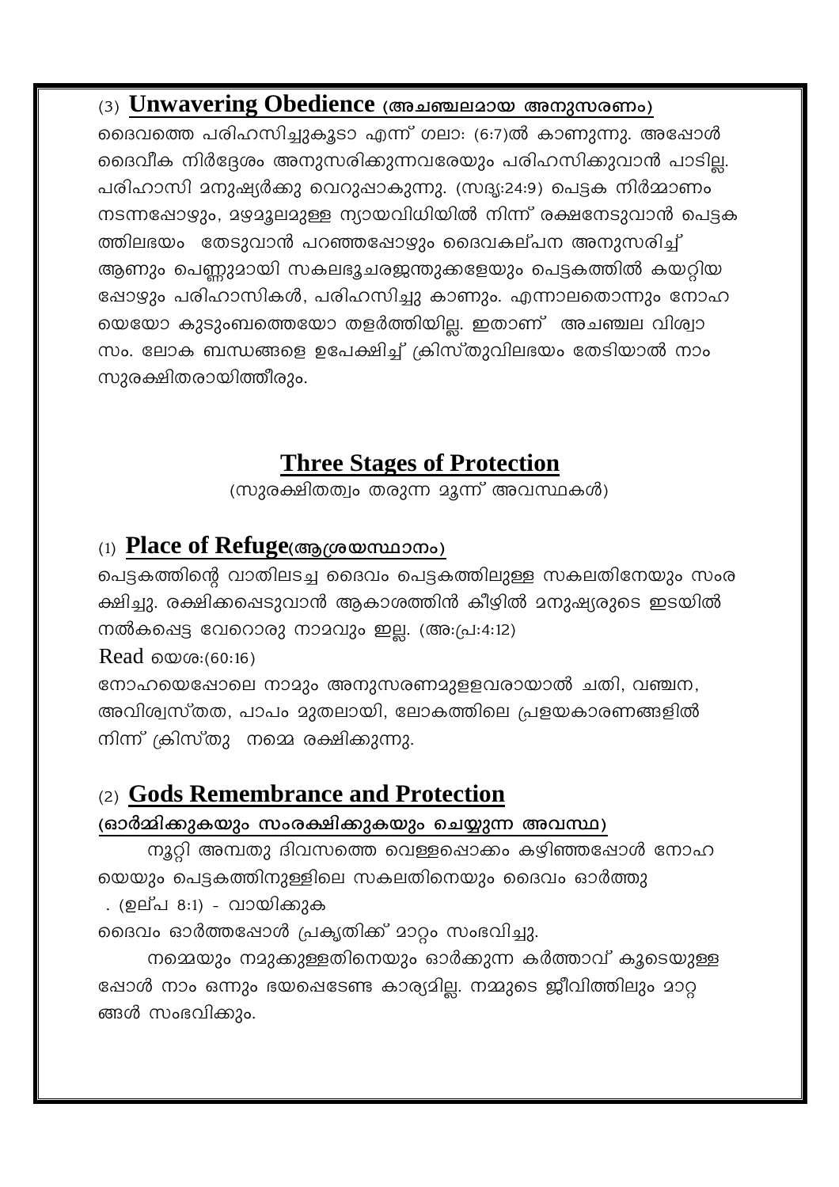### (3) **Unwavering Obedience (അചഞ്ചലമായ അനുസരണം)**

ദൈവത്തെ പരിഹസിച്ചുകൂടാ എന്ന് ഗലാ: (6:7)ൽ കാണുന്നു. അപ്പോൾ ദൈവീക നിർദ്ദേശം അനുസരിക്കുന്നവരേയും പരിഹസിക്കുവാൻ പാടില്ല. പരിഹാസി മനുഷ്യർക്കു വെറുപ്പാകുന്നു. (സദൃ:24:9) പെട്ടക നിർമ്മാണം നടന്നപ്പോഴും, മഴമൂലമുള്ള ന്യായവിധിയിൽ നിന്ന് രക്ഷനേടുവാൻ പെട്ടക ത്തിലഭയം തേടുവാൻ പറഞ്ഞപ്പോഴും ദൈവകല്പന അനുസരിച്ച് ആണും പെണ്ണുമായി സകലഭൂചരജന്തുക്കളേയും പെട്ടകത്തിൽ കയറ്റിയ പ്പോഴും പരിഹാസികൾ, പരിഹസിച്ചു കാണും. എന്നാലതൊന്നും നോഹ യെയോ കുടുംബത്തെയോ തളർത്തിയില്ല. ഇതാണ് അചഞ്ചല വിശ്വാ സം. ലോക ബന്ധങ്ങളെ ഉപേക്ഷിച്ച് ക്രിസ്തുവിലഭയം തേടിയാൽ നാം സുരക്ഷിതരായിത്തീരും.

## Three Stages of Protection

(സുരക്ഷിതത്വം തരുന്ന മൂന്ന് അവസ്ഥകൾ)

### (1) **Place of Refuge(ആശ്രയസ്ഥാനം)**

പെട്ടകത്തിന്റെ വാതിലടച്ച ദൈവം പെട്ടകത്തിലുള്ള സകലതിനേയും സംര ക്ഷിച്ചു. രക്ഷിക്കപ്പെടുവാൻ ആകാശത്തിൻ കീഴിൽ മനുഷ്യരുടെ ഇടയിൽ നൽകപ്പെട്ട വേറൊരു നാമവും ഇല്ല. (അ:പ്ര:4:12)

Read യെശ:(60:16)

നോഹയെപ്പോലെ നാമും അനുസരണമുള്ളവരായാൽ ചതി, വഞ്ചന, അവിശ്വസ്തത, പാപം മുതലായി, ലോകത്തിലെ പ്രളയകാരണങ്ങളിൽ നിന്ന് ക്രിസ്തു നമ്മെ രക്ഷിക്കുന്നു.

### (2) **Gods Remembrance and Protection**

**(ഓർമ്മിക്കുകയും സംരക്ഷിക്കുകയും ചെയ്യുന്ന അവസ്ഥ)**

നൂറ്റി അമ്പതു ദിവസത്തെ വെള്ളപ്പൊക്കം കഴിഞ്ഞപ്പോൾ നോഹ യെയും പെട്ടകത്തിനുള്ളിലെ സകലതിനെയും ദൈവം ഓർത്തു . (ഉല്പ 8:1) - വായിക്കുക

ദൈവം ഓർത്തപ്പോൾ പ്രകൃതിക്ക് മാറ്റം സംഭവിച്ചു.

നമ്മെയും നമുക്കുള്ളതിനെയും ഓർക്കുന്ന കർത്താവ് കൂടെയുള്ള പ്പോൾ നാം ഒന്നും ഭയപ്പെടേണ്ട കാര്യമില്ല. നമ്മുടെ ജീവിത്തിലും മാറ്റ ങ്ങൾ സംഭവിക്കും.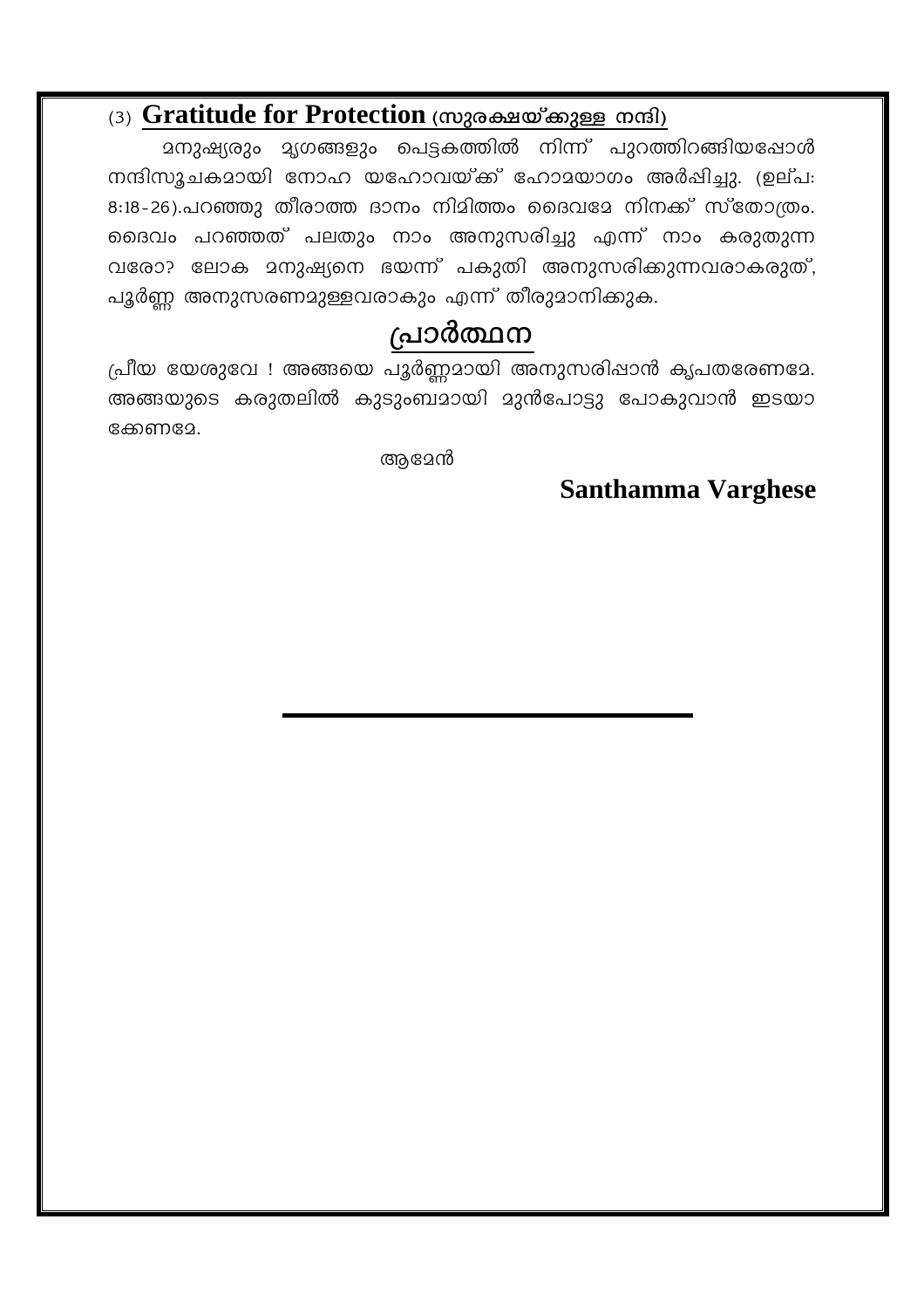### (3) **Gratitude for Protection (സുരക്ഷയ്ക്കുള്ള നന്ദി)**

മനുഷ്യരും മൃഗങ്ങളും പെട്ടകത്തിൽ നിന്ന് പുറത്തിറങ്ങിയപ്പോൾ നന്ദിസൂചകമായി നോഹ യഹോവയ്ക്ക് ഹോമയാഗം അർപ്പിച്ചു. (ഉല്പ: 8:18-26).പറഞ്ഞു തീരാത്ത ദാനം നിമിത്തം ദൈവമേ നിനക്ക് സ്തോത്രം. ദൈവം പറഞ്ഞത് പലതും നാം അനുസരിച്ചു എന്ന് നാം കരുതുന്ന വരോ? ലോക മനുഷ്യനെ ഭയന്ന് പകുതി അനുസരിക്കുന്നവരാകരുത്, പൂർണ്ണ അനുസരണമുള്ളവരാകും എന്ന് തീരുമാനിക്കുക.

## പ്രാർത്ഥന

പ്രീയ യേശുവേ ! അങ്ങയെ പൂർണ്ണമായി അനുസരിപ്പാൻ കൃപതരേണമേ. അങ്ങയുടെ കരുതലിൽ കുടുംബമായി മുൻപോട്ടു പോകുവാൻ ഇടയാക്കേണമേ.

ആമേൻ

**Santhamma Varghese**